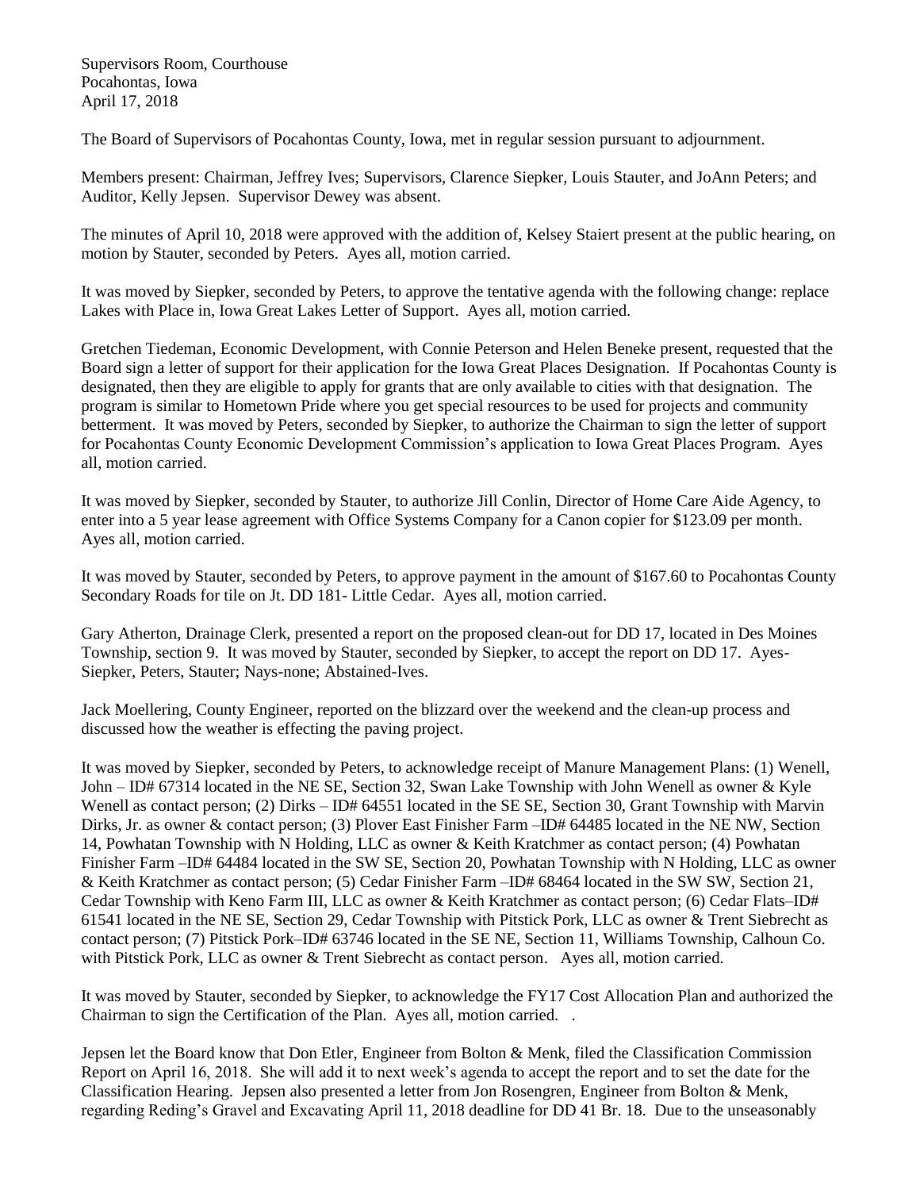Supervisors Room, Courthouse
Pocahontas, Iowa
April 17, 2018

The Board of Supervisors of Pocahontas County, Iowa, met in regular session pursuant to adjournment.

Members present: Chairman, Jeffrey Ives; Supervisors, Clarence Siepker, Louis Stauter, and JoAnn Peters; and Auditor, Kelly Jepsen. Supervisor Dewey was absent.

The minutes of April 10, 2018 were approved with the addition of, Kelsey Staiert present at the public hearing, on motion by Stauter, seconded by Peters. Ayes all, motion carried.

It was moved by Siepker, seconded by Peters, to approve the tentative agenda with the following change: replace Lakes with Place in, Iowa Great Lakes Letter of Support. Ayes all, motion carried.

Gretchen Tiedeman, Economic Development, with Connie Peterson and Helen Beneke present, requested that the Board sign a letter of support for their application for the Iowa Great Places Designation. If Pocahontas County is designated, then they are eligible to apply for grants that are only available to cities with that designation. The program is similar to Hometown Pride where you get special resources to be used for projects and community betterment. It was moved by Peters, seconded by Siepker, to authorize the Chairman to sign the letter of support for Pocahontas County Economic Development Commission's application to Iowa Great Places Program. Ayes all, motion carried.

It was moved by Siepker, seconded by Stauter, to authorize Jill Conlin, Director of Home Care Aide Agency, to enter into a 5 year lease agreement with Office Systems Company for a Canon copier for $123.09 per month. Ayes all, motion carried.

It was moved by Stauter, seconded by Peters, to approve payment in the amount of $167.60 to Pocahontas County Secondary Roads for tile on Jt. DD 181- Little Cedar. Ayes all, motion carried.

Gary Atherton, Drainage Clerk, presented a report on the proposed clean-out for DD 17, located in Des Moines Township, section 9. It was moved by Stauter, seconded by Siepker, to accept the report on DD 17. Ayes-Siepker, Peters, Stauter; Nays-none; Abstained-Ives.

Jack Moellering, County Engineer, reported on the blizzard over the weekend and the clean-up process and discussed how the weather is effecting the paving project.

It was moved by Siepker, seconded by Peters, to acknowledge receipt of Manure Management Plans: (1) Wenell, John – ID# 67314 located in the NE SE, Section 32, Swan Lake Township with John Wenell as owner & Kyle Wenell as contact person; (2) Dirks – ID# 64551 located in the SE SE, Section 30, Grant Township with Marvin Dirks, Jr. as owner & contact person; (3) Plover East Finisher Farm –ID# 64485 located in the NE NW, Section 14, Powhatan Township with N Holding, LLC as owner & Keith Kratchmer as contact person; (4) Powhatan Finisher Farm –ID# 64484 located in the SW SE, Section 20, Powhatan Township with N Holding, LLC as owner & Keith Kratchmer as contact person; (5) Cedar Finisher Farm –ID# 68464 located in the SW SW, Section 21, Cedar Township with Keno Farm III, LLC as owner & Keith Kratchmer as contact person; (6) Cedar Flats–ID# 61541 located in the NE SE, Section 29, Cedar Township with Pitstick Pork, LLC as owner & Trent Siebrecht as contact person; (7) Pitstick Pork–ID# 63746 located in the SE NE, Section 11, Williams Township, Calhoun Co. with Pitstick Pork, LLC as owner & Trent Siebrecht as contact person. Ayes all, motion carried.

It was moved by Stauter, seconded by Siepker, to acknowledge the FY17 Cost Allocation Plan and authorized the Chairman to sign the Certification of the Plan. Ayes all, motion carried. .

Jepsen let the Board know that Don Etler, Engineer from Bolton & Menk, filed the Classification Commission Report on April 16, 2018. She will add it to next week's agenda to accept the report and to set the date for the Classification Hearing. Jepsen also presented a letter from Jon Rosengren, Engineer from Bolton & Menk, regarding Reding's Gravel and Excavating April 11, 2018 deadline for DD 41 Br. 18. Due to the unseasonably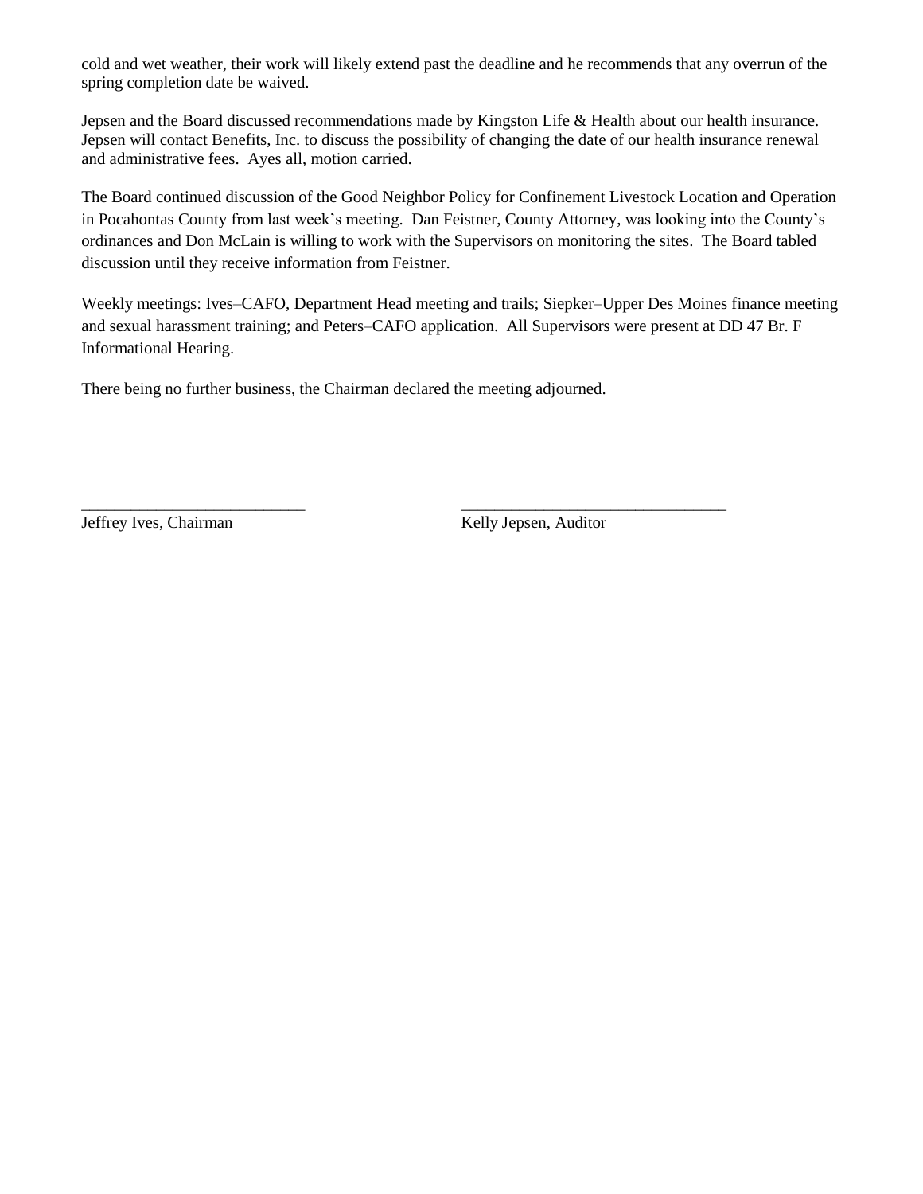cold and wet weather, their work will likely extend past the deadline and he recommends that any overrun of the spring completion date be waived.

Jepsen and the Board discussed recommendations made by Kingston Life & Health about our health insurance. Jepsen will contact Benefits, Inc. to discuss the possibility of changing the date of our health insurance renewal and administrative fees. Ayes all, motion carried.

The Board continued discussion of the Good Neighbor Policy for Confinement Livestock Location and Operation in Pocahontas County from last week's meeting. Dan Feistner, County Attorney, was looking into the County's ordinances and Don McLain is willing to work with the Supervisors on monitoring the sites. The Board tabled discussion until they receive information from Feistner.

Weekly meetings: Ives–CAFO, Department Head meeting and trails; Siepker–Upper Des Moines finance meeting and sexual harassment training; and Peters–CAFO application. All Supervisors were present at DD 47 Br. F Informational Hearing.

There being no further business, the Chairman declared the meeting adjourned.

___________________________ ________________________________

Jeffrey Ives, Chairman Kelly Jepsen, Auditor